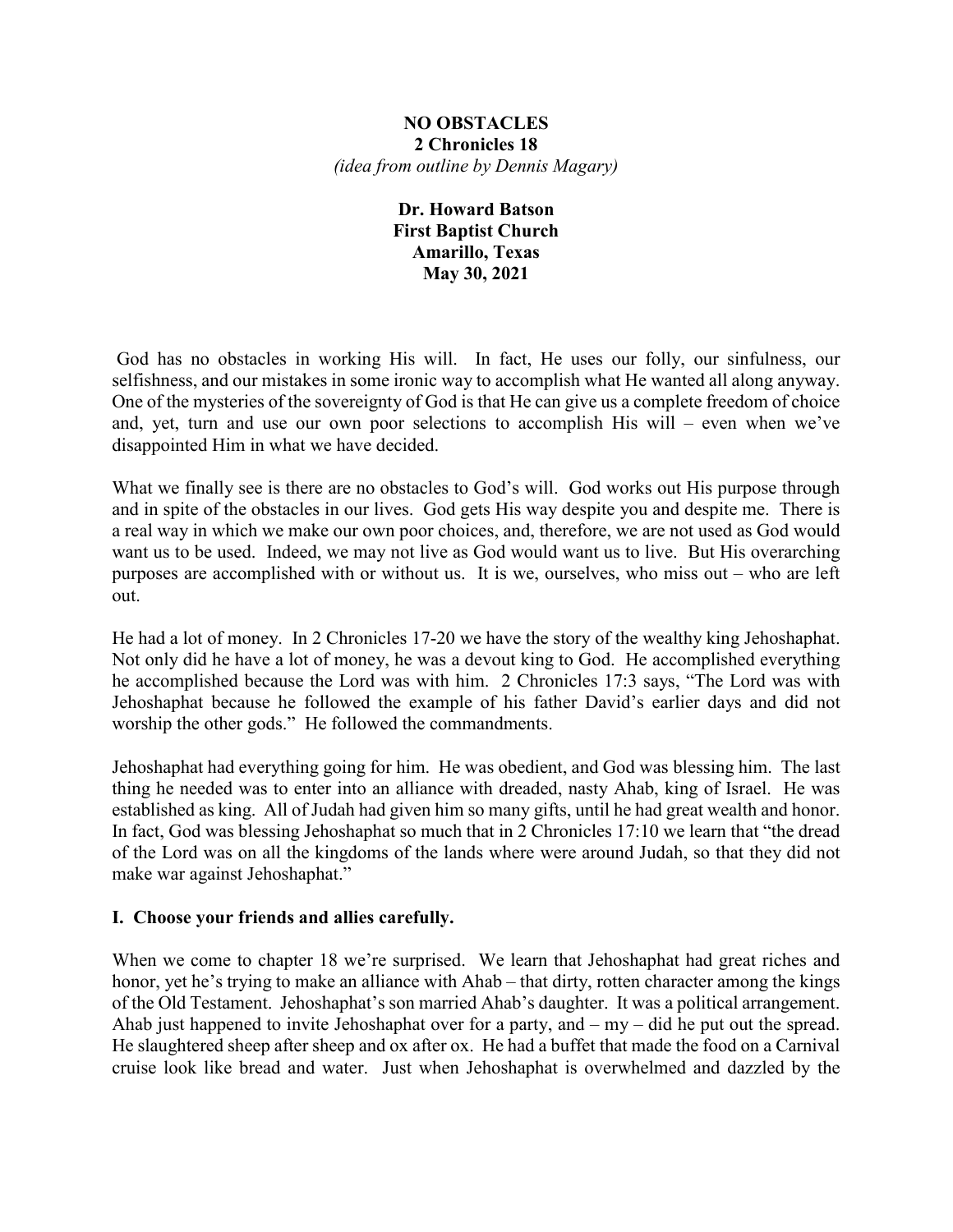**NO OBSTACLES**
**2 Chronicles 18**
*(idea from outline by Dennis Magary)*

**Dr. Howard Batson**
**First Baptist Church**
**Amarillo, Texas**
**May 30, 2021**

God has no obstacles in working His will. In fact, He uses our folly, our sinfulness, our selfishness, and our mistakes in some ironic way to accomplish what He wanted all along anyway. One of the mysteries of the sovereignty of God is that He can give us a complete freedom of choice and, yet, turn and use our own poor selections to accomplish His will – even when we've disappointed Him in what we have decided.

What we finally see is there are no obstacles to God's will. God works out His purpose through and in spite of the obstacles in our lives. God gets His way despite you and despite me. There is a real way in which we make our own poor choices, and, therefore, we are not used as God would want us to be used. Indeed, we may not live as God would want us to live. But His overarching purposes are accomplished with or without us. It is we, ourselves, who miss out – who are left out.

He had a lot of money. In 2 Chronicles 17-20 we have the story of the wealthy king Jehoshaphat. Not only did he have a lot of money, he was a devout king to God. He accomplished everything he accomplished because the Lord was with him. 2 Chronicles 17:3 says, "The Lord was with Jehoshaphat because he followed the example of his father David's earlier days and did not worship the other gods." He followed the commandments.

Jehoshaphat had everything going for him. He was obedient, and God was blessing him. The last thing he needed was to enter into an alliance with dreaded, nasty Ahab, king of Israel. He was established as king. All of Judah had given him so many gifts, until he had great wealth and honor. In fact, God was blessing Jehoshaphat so much that in 2 Chronicles 17:10 we learn that "the dread of the Lord was on all the kingdoms of the lands where were around Judah, so that they did not make war against Jehoshaphat."

## I. Choose your friends and allies carefully.

When we come to chapter 18 we're surprised. We learn that Jehoshaphat had great riches and honor, yet he's trying to make an alliance with Ahab – that dirty, rotten character among the kings of the Old Testament. Jehoshaphat's son married Ahab's daughter. It was a political arrangement. Ahab just happened to invite Jehoshaphat over for a party, and – my – did he put out the spread. He slaughtered sheep after sheep and ox after ox. He had a buffet that made the food on a Carnival cruise look like bread and water. Just when Jehoshaphat is overwhelmed and dazzled by the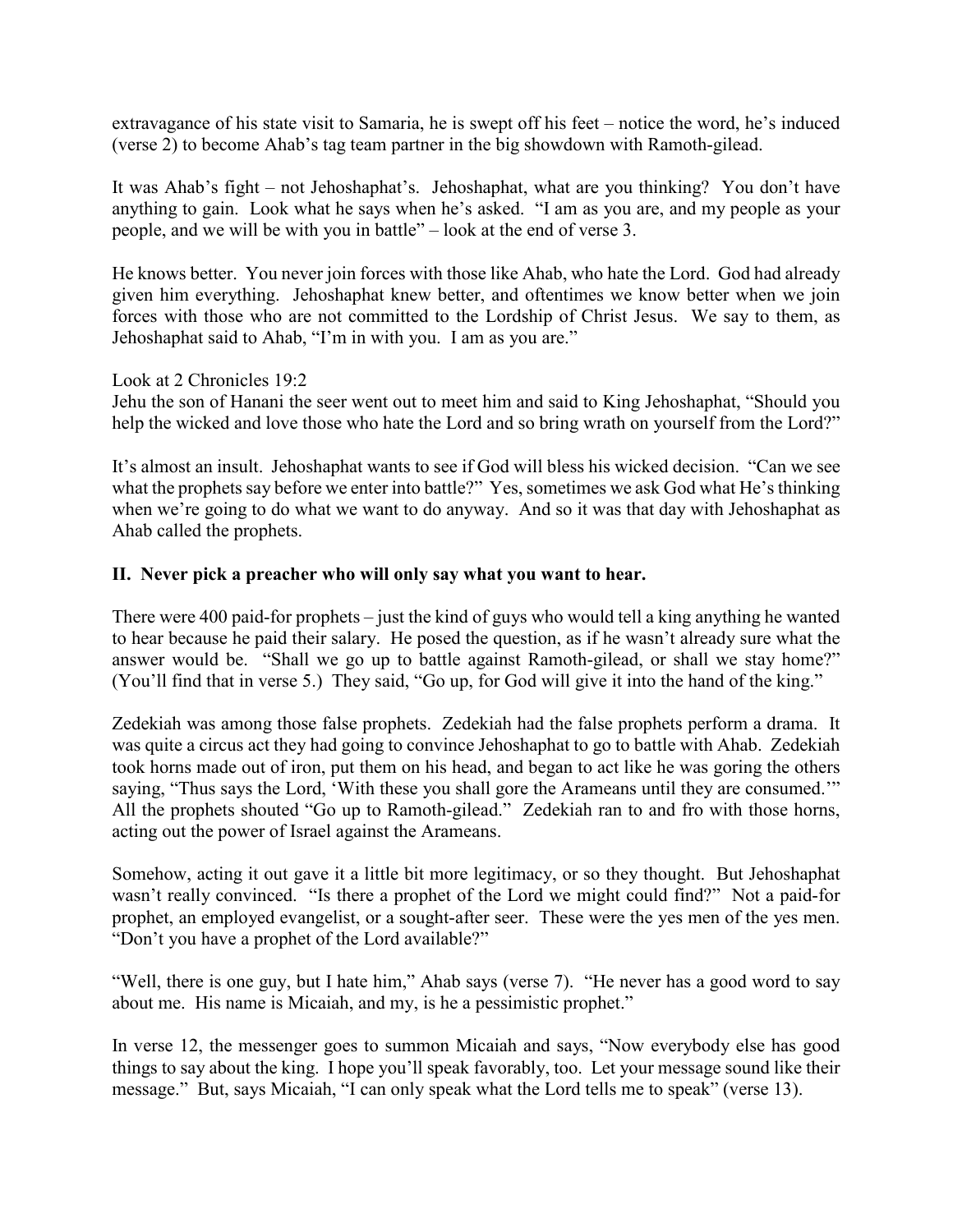extravagance of his state visit to Samaria, he is swept off his feet – notice the word, he's induced (verse 2) to become Ahab's tag team partner in the big showdown with Ramoth-gilead.

It was Ahab's fight – not Jehoshaphat's. Jehoshaphat, what are you thinking? You don't have anything to gain. Look what he says when he's asked. "I am as you are, and my people as your people, and we will be with you in battle" – look at the end of verse 3.

He knows better. You never join forces with those like Ahab, who hate the Lord. God had already given him everything. Jehoshaphat knew better, and oftentimes we know better when we join forces with those who are not committed to the Lordship of Christ Jesus. We say to them, as Jehoshaphat said to Ahab, "I'm in with you. I am as you are."

Look at 2 Chronicles 19:2
Jehu the son of Hanani the seer went out to meet him and said to King Jehoshaphat, "Should you help the wicked and love those who hate the Lord and so bring wrath on yourself from the Lord?"

It's almost an insult. Jehoshaphat wants to see if God will bless his wicked decision. "Can we see what the prophets say before we enter into battle?" Yes, sometimes we ask God what He's thinking when we're going to do what we want to do anyway. And so it was that day with Jehoshaphat as Ahab called the prophets.

**II. Never pick a preacher who will only say what you want to hear.**

There were 400 paid-for prophets – just the kind of guys who would tell a king anything he wanted to hear because he paid their salary. He posed the question, as if he wasn't already sure what the answer would be. "Shall we go up to battle against Ramoth-gilead, or shall we stay home?" (You'll find that in verse 5.) They said, "Go up, for God will give it into the hand of the king."

Zedekiah was among those false prophets. Zedekiah had the false prophets perform a drama. It was quite a circus act they had going to convince Jehoshaphat to go to battle with Ahab. Zedekiah took horns made out of iron, put them on his head, and began to act like he was goring the others saying, "Thus says the Lord, 'With these you shall gore the Arameans until they are consumed.'" All the prophets shouted "Go up to Ramoth-gilead." Zedekiah ran to and fro with those horns, acting out the power of Israel against the Arameans.

Somehow, acting it out gave it a little bit more legitimacy, or so they thought. But Jehoshaphat wasn't really convinced. "Is there a prophet of the Lord we might could find?" Not a paid-for prophet, an employed evangelist, or a sought-after seer. These were the yes men of the yes men. "Don't you have a prophet of the Lord available?"

"Well, there is one guy, but I hate him," Ahab says (verse 7). "He never has a good word to say about me. His name is Micaiah, and my, is he a pessimistic prophet."

In verse 12, the messenger goes to summon Micaiah and says, "Now everybody else has good things to say about the king. I hope you'll speak favorably, too. Let your message sound like their message." But, says Micaiah, "I can only speak what the Lord tells me to speak" (verse 13).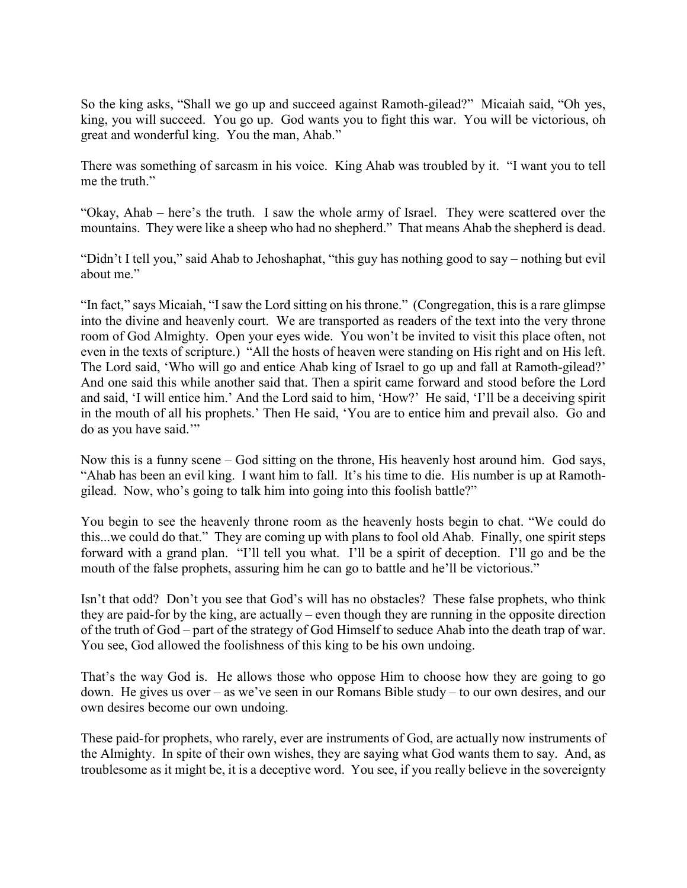So the king asks, "Shall we go up and succeed against Ramoth-gilead?" Micaiah said, "Oh yes, king, you will succeed. You go up. God wants you to fight this war. You will be victorious, oh great and wonderful king. You the man, Ahab."

There was something of sarcasm in his voice. King Ahab was troubled by it. "I want you to tell me the truth."

"Okay, Ahab – here's the truth. I saw the whole army of Israel. They were scattered over the mountains. They were like a sheep who had no shepherd." That means Ahab the shepherd is dead.

"Didn't I tell you," said Ahab to Jehoshaphat, "this guy has nothing good to say – nothing but evil about me."

"In fact," says Micaiah, "I saw the Lord sitting on his throne." (Congregation, this is a rare glimpse into the divine and heavenly court. We are transported as readers of the text into the very throne room of God Almighty. Open your eyes wide. You won't be invited to visit this place often, not even in the texts of scripture.) "All the hosts of heaven were standing on His right and on His left. The Lord said, 'Who will go and entice Ahab king of Israel to go up and fall at Ramoth-gilead?' And one said this while another said that. Then a spirit came forward and stood before the Lord and said, 'I will entice him.' And the Lord said to him, 'How?' He said, 'I'll be a deceiving spirit in the mouth of all his prophets.' Then He said, 'You are to entice him and prevail also. Go and do as you have said.'"

Now this is a funny scene – God sitting on the throne, His heavenly host around him. God says, "Ahab has been an evil king. I want him to fall. It's his time to die. His number is up at Ramoth-gilead. Now, who's going to talk him into going into this foolish battle?"

You begin to see the heavenly throne room as the heavenly hosts begin to chat. "We could do this...we could do that." They are coming up with plans to fool old Ahab. Finally, one spirit steps forward with a grand plan. "I'll tell you what. I'll be a spirit of deception. I'll go and be the mouth of the false prophets, assuring him he can go to battle and he'll be victorious."

Isn't that odd? Don't you see that God's will has no obstacles? These false prophets, who think they are paid-for by the king, are actually – even though they are running in the opposite direction of the truth of God – part of the strategy of God Himself to seduce Ahab into the death trap of war. You see, God allowed the foolishness of this king to be his own undoing.

That's the way God is. He allows those who oppose Him to choose how they are going to go down. He gives us over – as we've seen in our Romans Bible study – to our own desires, and our own desires become our own undoing.

These paid-for prophets, who rarely, ever are instruments of God, are actually now instruments of the Almighty. In spite of their own wishes, they are saying what God wants them to say. And, as troublesome as it might be, it is a deceptive word. You see, if you really believe in the sovereignty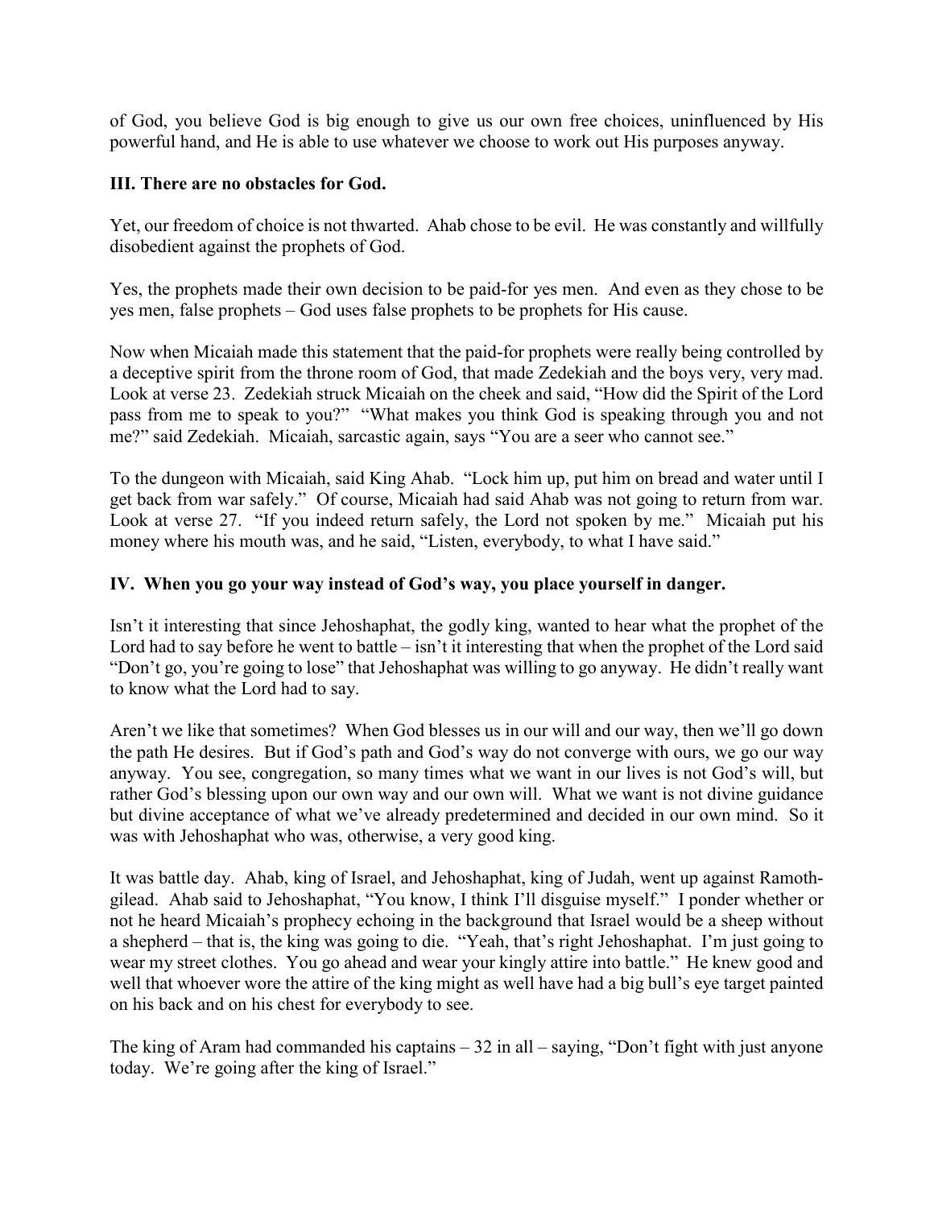of God, you believe God is big enough to give us our own free choices, uninfluenced by His powerful hand, and He is able to use whatever we choose to work out His purposes anyway.

### III. There are no obstacles for God.

Yet, our freedom of choice is not thwarted. Ahab chose to be evil. He was constantly and willfully disobedient against the prophets of God.

Yes, the prophets made their own decision to be paid-for yes men. And even as they chose to be yes men, false prophets – God uses false prophets to be prophets for His cause.

Now when Micaiah made this statement that the paid-for prophets were really being controlled by a deceptive spirit from the throne room of God, that made Zedekiah and the boys very, very mad. Look at verse 23. Zedekiah struck Micaiah on the cheek and said, "How did the Spirit of the Lord pass from me to speak to you?" "What makes you think God is speaking through you and not me?" said Zedekiah. Micaiah, sarcastic again, says "You are a seer who cannot see."

To the dungeon with Micaiah, said King Ahab. "Lock him up, put him on bread and water until I get back from war safely." Of course, Micaiah had said Ahab was not going to return from war. Look at verse 27. "If you indeed return safely, the Lord not spoken by me." Micaiah put his money where his mouth was, and he said, "Listen, everybody, to what I have said."

### IV. When you go your way instead of God's way, you place yourself in danger.

Isn't it interesting that since Jehoshaphat, the godly king, wanted to hear what the prophet of the Lord had to say before he went to battle – isn't it interesting that when the prophet of the Lord said "Don't go, you're going to lose" that Jehoshaphat was willing to go anyway. He didn't really want to know what the Lord had to say.

Aren't we like that sometimes? When God blesses us in our will and our way, then we'll go down the path He desires. But if God's path and God's way do not converge with ours, we go our way anyway. You see, congregation, so many times what we want in our lives is not God's will, but rather God's blessing upon our own way and our own will. What we want is not divine guidance but divine acceptance of what we've already predetermined and decided in our own mind. So it was with Jehoshaphat who was, otherwise, a very good king.

It was battle day. Ahab, king of Israel, and Jehoshaphat, king of Judah, went up against Ramoth-gilead. Ahab said to Jehoshaphat, "You know, I think I'll disguise myself." I ponder whether or not he heard Micaiah's prophecy echoing in the background that Israel would be a sheep without a shepherd – that is, the king was going to die. "Yeah, that's right Jehoshaphat. I'm just going to wear my street clothes. You go ahead and wear your kingly attire into battle." He knew good and well that whoever wore the attire of the king might as well have had a big bull's eye target painted on his back and on his chest for everybody to see.

The king of Aram had commanded his captains – 32 in all – saying, "Don't fight with just anyone today. We're going after the king of Israel."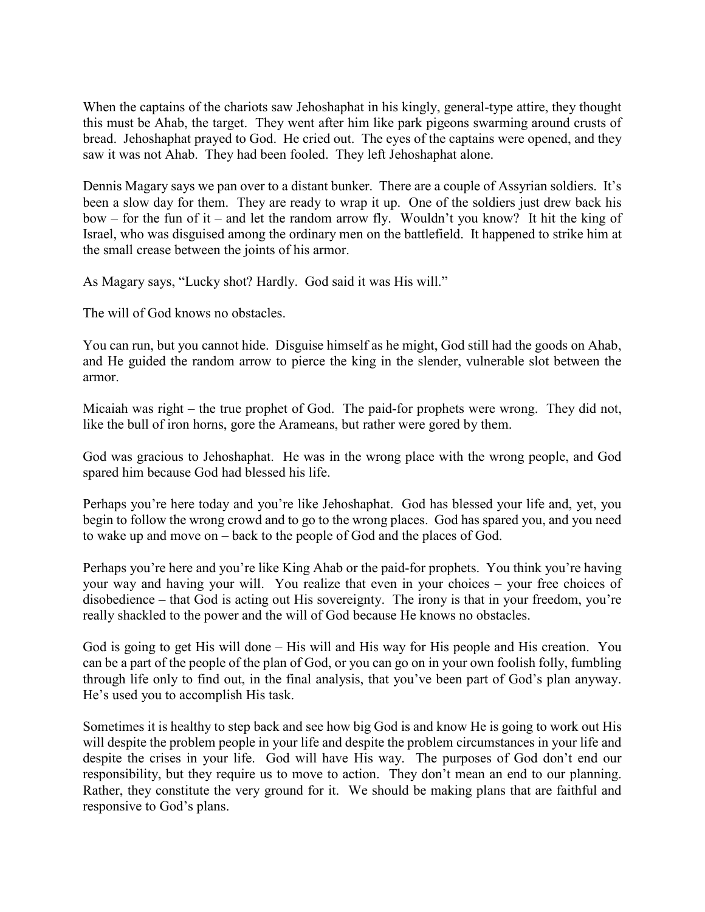When the captains of the chariots saw Jehoshaphat in his kingly, general-type attire, they thought this must be Ahab, the target. They went after him like park pigeons swarming around crusts of bread. Jehoshaphat prayed to God. He cried out. The eyes of the captains were opened, and they saw it was not Ahab. They had been fooled. They left Jehoshaphat alone.

Dennis Magary says we pan over to a distant bunker. There are a couple of Assyrian soldiers. It's been a slow day for them. They are ready to wrap it up. One of the soldiers just drew back his bow – for the fun of it – and let the random arrow fly. Wouldn't you know? It hit the king of Israel, who was disguised among the ordinary men on the battlefield. It happened to strike him at the small crease between the joints of his armor.

As Magary says, "Lucky shot? Hardly. God said it was His will."

The will of God knows no obstacles.

You can run, but you cannot hide. Disguise himself as he might, God still had the goods on Ahab, and He guided the random arrow to pierce the king in the slender, vulnerable slot between the armor.

Micaiah was right – the true prophet of God. The paid-for prophets were wrong. They did not, like the bull of iron horns, gore the Arameans, but rather were gored by them.

God was gracious to Jehoshaphat. He was in the wrong place with the wrong people, and God spared him because God had blessed his life.

Perhaps you're here today and you're like Jehoshaphat. God has blessed your life and, yet, you begin to follow the wrong crowd and to go to the wrong places. God has spared you, and you need to wake up and move on – back to the people of God and the places of God.

Perhaps you're here and you're like King Ahab or the paid-for prophets. You think you're having your way and having your will. You realize that even in your choices – your free choices of disobedience – that God is acting out His sovereignty. The irony is that in your freedom, you're really shackled to the power and the will of God because He knows no obstacles.

God is going to get His will done – His will and His way for His people and His creation. You can be a part of the people of the plan of God, or you can go on in your own foolish folly, fumbling through life only to find out, in the final analysis, that you've been part of God's plan anyway. He's used you to accomplish His task.

Sometimes it is healthy to step back and see how big God is and know He is going to work out His will despite the problem people in your life and despite the problem circumstances in your life and despite the crises in your life. God will have His way. The purposes of God don't end our responsibility, but they require us to move to action. They don't mean an end to our planning. Rather, they constitute the very ground for it. We should be making plans that are faithful and responsive to God's plans.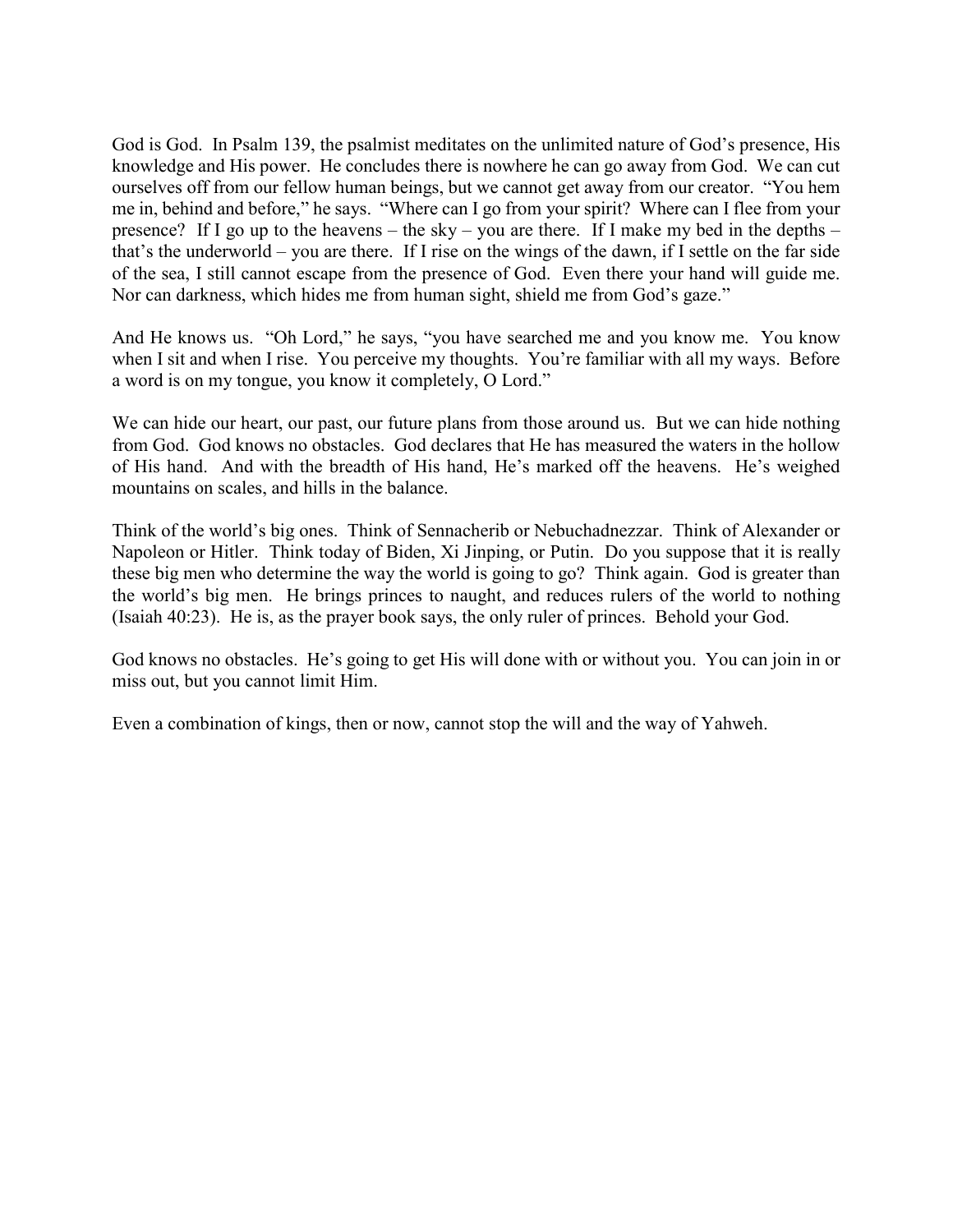God is God. In Psalm 139, the psalmist meditates on the unlimited nature of God's presence, His knowledge and His power. He concludes there is nowhere he can go away from God. We can cut ourselves off from our fellow human beings, but we cannot get away from our creator. "You hem me in, behind and before," he says. "Where can I go from your spirit? Where can I flee from your presence? If I go up to the heavens – the sky – you are there. If I make my bed in the depths – that's the underworld – you are there. If I rise on the wings of the dawn, if I settle on the far side of the sea, I still cannot escape from the presence of God. Even there your hand will guide me. Nor can darkness, which hides me from human sight, shield me from God's gaze."

And He knows us. "Oh Lord," he says, "you have searched me and you know me. You know when I sit and when I rise. You perceive my thoughts. You're familiar with all my ways. Before a word is on my tongue, you know it completely, O Lord."

We can hide our heart, our past, our future plans from those around us. But we can hide nothing from God. God knows no obstacles. God declares that He has measured the waters in the hollow of His hand. And with the breadth of His hand, He's marked off the heavens. He's weighed mountains on scales, and hills in the balance.

Think of the world's big ones. Think of Sennacherib or Nebuchadnezzar. Think of Alexander or Napoleon or Hitler. Think today of Biden, Xi Jinping, or Putin. Do you suppose that it is really these big men who determine the way the world is going to go? Think again. God is greater than the world's big men. He brings princes to naught, and reduces rulers of the world to nothing (Isaiah 40:23). He is, as the prayer book says, the only ruler of princes. Behold your God.

God knows no obstacles. He's going to get His will done with or without you. You can join in or miss out, but you cannot limit Him.

Even a combination of kings, then or now, cannot stop the will and the way of Yahweh.